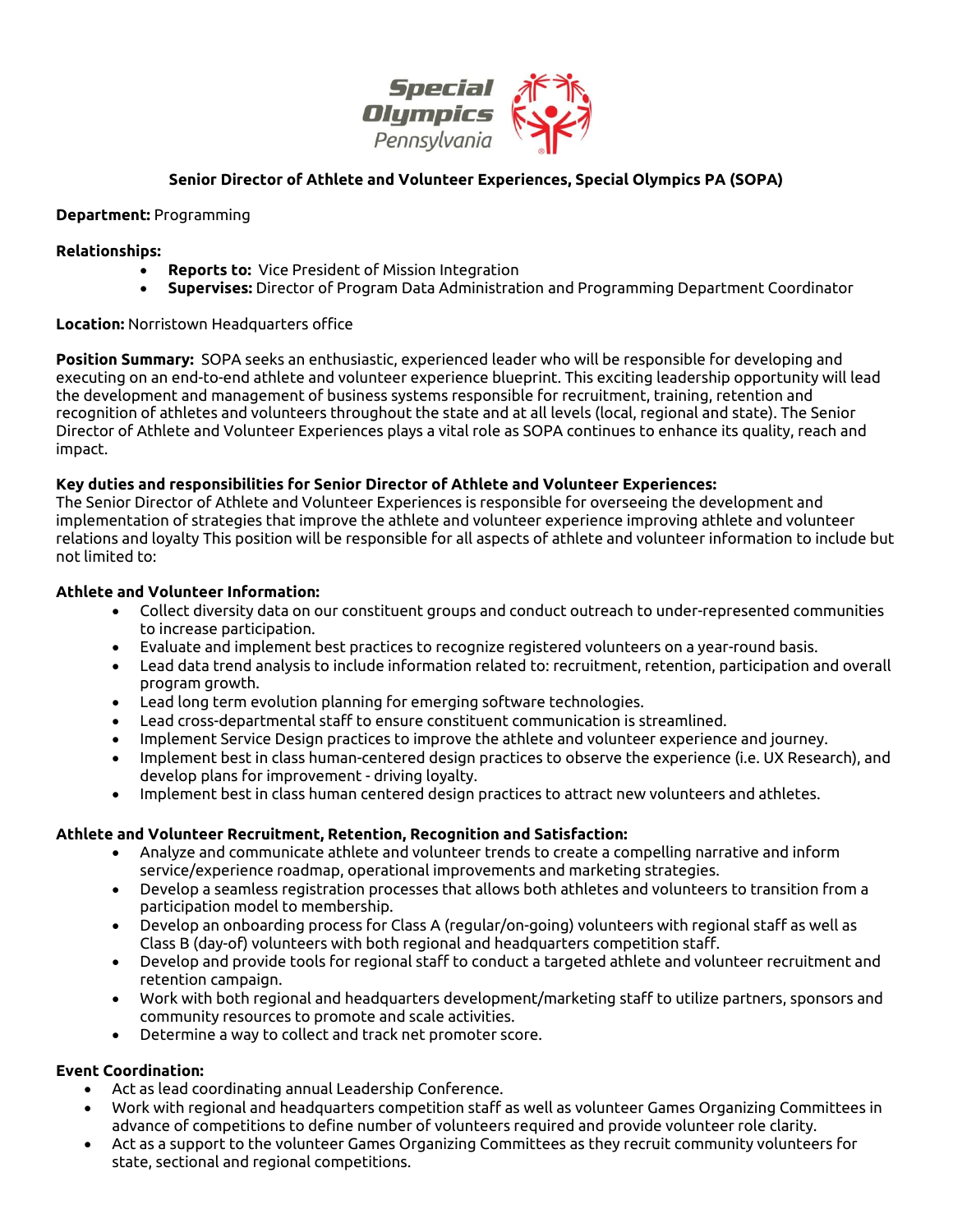# Senior Director of Athlete and Volunteer Experiences, Special Olympics PA (SOPA)

**Department:** Programming

**Relationships:**

- **Reports to:** Vice President of Mission Integration
- **Supervises:** Director of Program Data Administration and Programming Department Coordinator

**Location:** Norristown Headquarters office

**Position Summary:** SOPA seeks an enthusiastic, experienced leader who will be responsible for developing and executing on an end-to-end athlete and volunteer experience blueprint. This exciting leadership opportunity will lead the development and management of business systems responsible for recruitment, training, retention and recognition of athletes and volunteers throughout the state and at all levels (local, regional and state). The Senior Director of Athlete and Volunteer Experiences plays a vital role as SOPA continues to enhance its quality, reach and impact.

**Key duties and responsibilities for Senior Director of Athlete and Volunteer Experiences:**
The Senior Director of Athlete and Volunteer Experiences is responsible for overseeing the development and implementation of strategies that improve the athlete and volunteer experience improving athlete and volunteer relations and loyalty This position will be responsible for all aspects of athlete and volunteer information to include but not limited to:

**Athlete and Volunteer Information:**

- Collect diversity data on our constituent groups and conduct outreach to under-represented communities to increase participation.
- Evaluate and implement best practices to recognize registered volunteers on a year-round basis.
- Lead data trend analysis to include information related to: recruitment, retention, participation and overall program growth.
- Lead long term evolution planning for emerging software technologies.
- Lead cross-departmental staff to ensure constituent communication is streamlined.
- Implement Service Design practices to improve the athlete and volunteer experience and journey.
- Implement best in class human-centered design practices to observe the experience (i.e. UX Research), and develop plans for improvement - driving loyalty.
- Implement best in class human centered design practices to attract new volunteers and athletes.

**Athlete and Volunteer Recruitment, Retention, Recognition and Satisfaction:**

- Analyze and communicate athlete and volunteer trends to create a compelling narrative and inform service/experience roadmap, operational improvements and marketing strategies.
- Develop a seamless registration processes that allows both athletes and volunteers to transition from a participation model to membership.
- Develop an onboarding process for Class A (regular/on-going) volunteers with regional staff as well as Class B (day-of) volunteers with both regional and headquarters competition staff.
- Develop and provide tools for regional staff to conduct a targeted athlete and volunteer recruitment and retention campaign.
- Work with both regional and headquarters development/marketing staff to utilize partners, sponsors and community resources to promote and scale activities.
- Determine a way to collect and track net promoter score.

**Event Coordination:**

- Act as lead coordinating annual Leadership Conference.
- Work with regional and headquarters competition staff as well as volunteer Games Organizing Committees in advance of competitions to define number of volunteers required and provide volunteer role clarity.
- Act as a support to the volunteer Games Organizing Committees as they recruit community volunteers for state, sectional and regional competitions.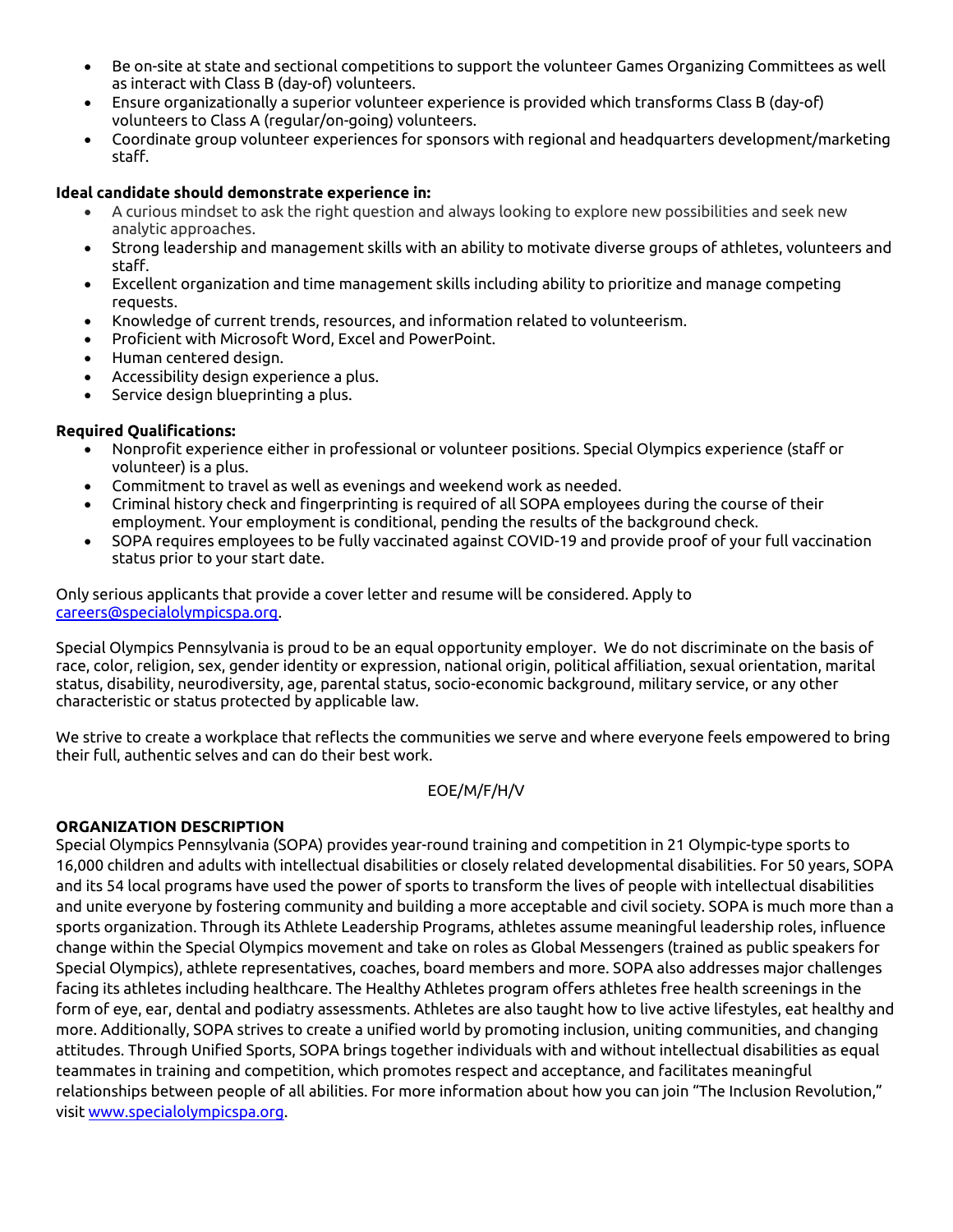- Be on-site at state and sectional competitions to support the volunteer Games Organizing Committees as well as interact with Class B (day-of) volunteers.
- Ensure organizationally a superior volunteer experience is provided which transforms Class B (day-of) volunteers to Class A (regular/on-going) volunteers.
- Coordinate group volunteer experiences for sponsors with regional and headquarters development/marketing staff.

**Ideal candidate should demonstrate experience in:**

- A curious mindset to ask the right question and always looking to explore new possibilities and seek new analytic approaches.
- Strong leadership and management skills with an ability to motivate diverse groups of athletes, volunteers and staff.
- Excellent organization and time management skills including ability to prioritize and manage competing requests.
- Knowledge of current trends, resources, and information related to volunteerism.
- Proficient with Microsoft Word, Excel and PowerPoint.
- Human centered design.
- Accessibility design experience a plus.
- Service design blueprinting a plus.

**Required Qualifications:**

- Nonprofit experience either in professional or volunteer positions. Special Olympics experience (staff or volunteer) is a plus.
- Commitment to travel as well as evenings and weekend work as needed.
- Criminal history check and fingerprinting is required of all SOPA employees during the course of their employment. Your employment is conditional, pending the results of the background check.
- SOPA requires employees to be fully vaccinated against COVID-19 and provide proof of your full vaccination status prior to your start date.

Only serious applicants that provide a cover letter and resume will be considered. Apply to careers@specialolympicspa.org.

Special Olympics Pennsylvania is proud to be an equal opportunity employer. We do not discriminate on the basis of race, color, religion, sex, gender identity or expression, national origin, political affiliation, sexual orientation, marital status, disability, neurodiversity, age, parental status, socio-economic background, military service, or any other characteristic or status protected by applicable law.

We strive to create a workplace that reflects the communities we serve and where everyone feels empowered to bring their full, authentic selves and can do their best work.

EOE/M/F/H/V

**ORGANIZATION DESCRIPTION**

Special Olympics Pennsylvania (SOPA) provides year-round training and competition in 21 Olympic-type sports to 16,000 children and adults with intellectual disabilities or closely related developmental disabilities. For 50 years, SOPA and its 54 local programs have used the power of sports to transform the lives of people with intellectual disabilities and unite everyone by fostering community and building a more acceptable and civil society. SOPA is much more than a sports organization. Through its Athlete Leadership Programs, athletes assume meaningful leadership roles, influence change within the Special Olympics movement and take on roles as Global Messengers (trained as public speakers for Special Olympics), athlete representatives, coaches, board members and more. SOPA also addresses major challenges facing its athletes including healthcare. The Healthy Athletes program offers athletes free health screenings in the form of eye, ear, dental and podiatry assessments. Athletes are also taught how to live active lifestyles, eat healthy and more. Additionally, SOPA strives to create a unified world by promoting inclusion, uniting communities, and changing attitudes. Through Unified Sports, SOPA brings together individuals with and without intellectual disabilities as equal teammates in training and competition, which promotes respect and acceptance, and facilitates meaningful relationships between people of all abilities. For more information about how you can join "The Inclusion Revolution," visit www.specialolympicspa.org.